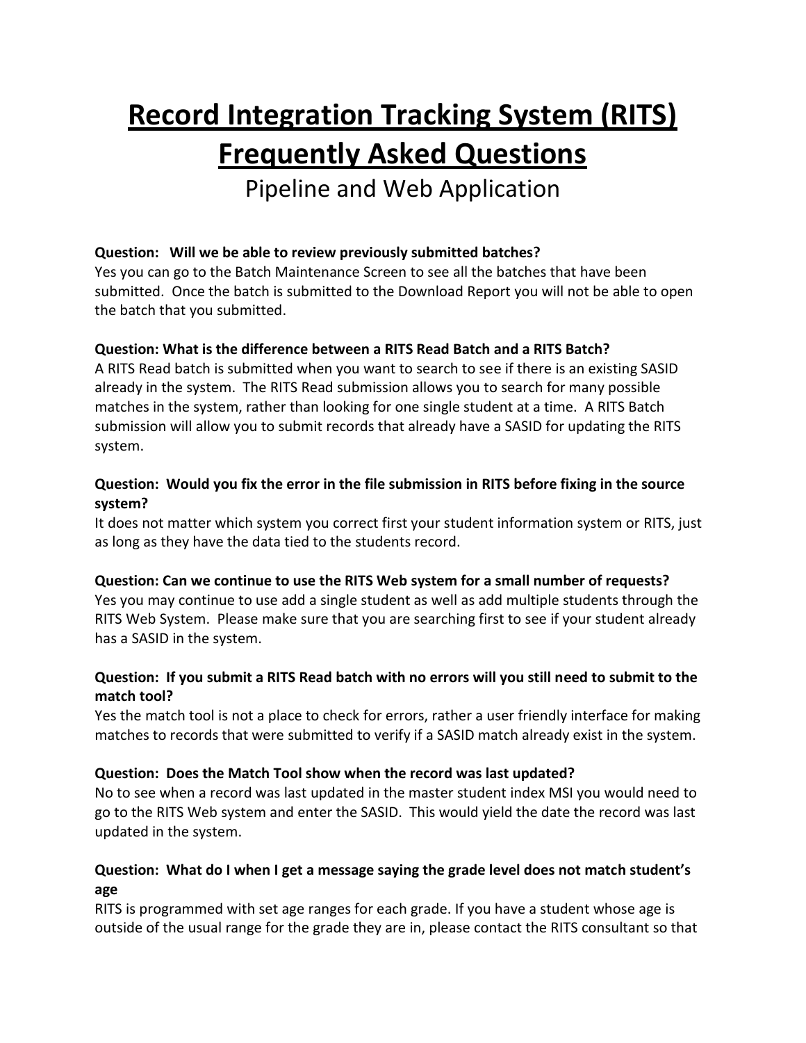# Record Integration Tracking System (RITS) Frequently Asked Questions

Pipeline and Web Application

**Question: Will we be able to review previously submitted batches?**
Yes you can go to the Batch Maintenance Screen to see all the batches that have been submitted. Once the batch is submitted to the Download Report you will not be able to open the batch that you submitted.

**Question: What is the difference between a RITS Read Batch and a RITS Batch?**
A RITS Read batch is submitted when you want to search to see if there is an existing SASID already in the system. The RITS Read submission allows you to search for many possible matches in the system, rather than looking for one single student at a time. A RITS Batch submission will allow you to submit records that already have a SASID for updating the RITS system.

**Question: Would you fix the error in the file submission in RITS before fixing in the source system?**
It does not matter which system you correct first your student information system or RITS, just as long as they have the data tied to the students record.

**Question: Can we continue to use the RITS Web system for a small number of requests?**
Yes you may continue to use add a single student as well as add multiple students through the RITS Web System. Please make sure that you are searching first to see if your student already has a SASID in the system.

**Question: If you submit a RITS Read batch with no errors will you still need to submit to the match tool?**
Yes the match tool is not a place to check for errors, rather a user friendly interface for making matches to records that were submitted to verify if a SASID match already exist in the system.

**Question: Does the Match Tool show when the record was last updated?**
No to see when a record was last updated in the master student index MSI you would need to go to the RITS Web system and enter the SASID. This would yield the date the record was last updated in the system.

**Question: What do I when I get a message saying the grade level does not match student's age**
RITS is programmed with set age ranges for each grade. If you have a student whose age is outside of the usual range for the grade they are in, please contact the RITS consultant so that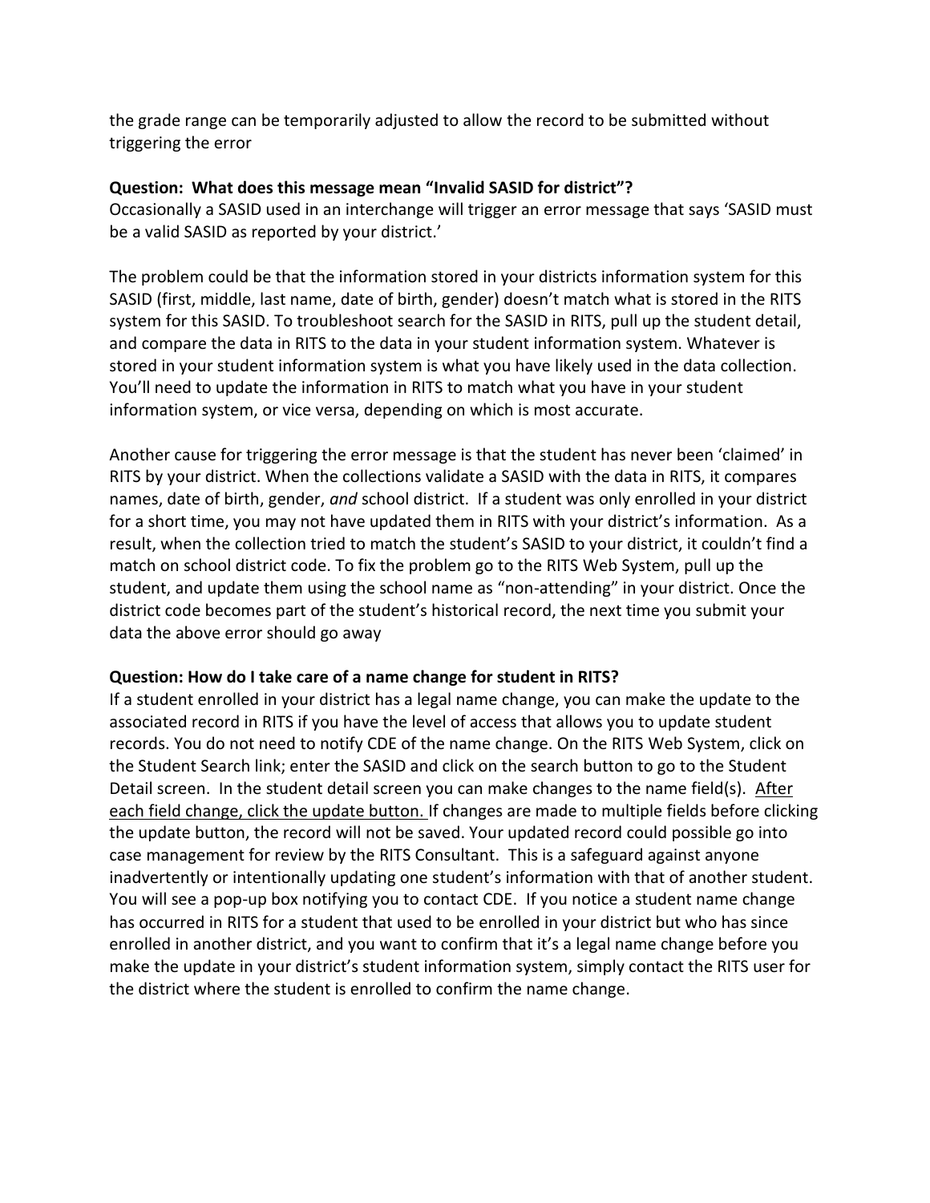the grade range can be temporarily adjusted to allow the record to be submitted without triggering the error

**Question: What does this message mean "Invalid SASID for district"?**

Occasionally a SASID used in an interchange will trigger an error message that says 'SASID must be a valid SASID as reported by your district.'

The problem could be that the information stored in your districts information system for this SASID (first, middle, last name, date of birth, gender) doesn't match what is stored in the RITS system for this SASID. To troubleshoot search for the SASID in RITS, pull up the student detail, and compare the data in RITS to the data in your student information system. Whatever is stored in your student information system is what you have likely used in the data collection. You'll need to update the information in RITS to match what you have in your student information system, or vice versa, depending on which is most accurate.

Another cause for triggering the error message is that the student has never been 'claimed' in RITS by your district. When the collections validate a SASID with the data in RITS, it compares names, date of birth, gender, *and* school district. If a student was only enrolled in your district for a short time, you may not have updated them in RITS with your district's information. As a result, when the collection tried to match the student's SASID to your district, it couldn't find a match on school district code. To fix the problem go to the RITS Web System, pull up the student, and update them using the school name as "non-attending" in your district. Once the district code becomes part of the student's historical record, the next time you submit your data the above error should go away

**Question: How do I take care of a name change for student in RITS?**

If a student enrolled in your district has a legal name change, you can make the update to the associated record in RITS if you have the level of access that allows you to update student records. You do not need to notify CDE of the name change. On the RITS Web System, click on the Student Search link; enter the SASID and click on the search button to go to the Student Detail screen. In the student detail screen you can make changes to the name field(s). <u>After each field change, click the update button.</u> If changes are made to multiple fields before clicking the update button, the record will not be saved. Your updated record could possible go into case management for review by the RITS Consultant. This is a safeguard against anyone inadvertently or intentionally updating one student's information with that of another student. You will see a pop-up box notifying you to contact CDE. If you notice a student name change has occurred in RITS for a student that used to be enrolled in your district but who has since enrolled in another district, and you want to confirm that it's a legal name change before you make the update in your district's student information system, simply contact the RITS user for the district where the student is enrolled to confirm the name change.